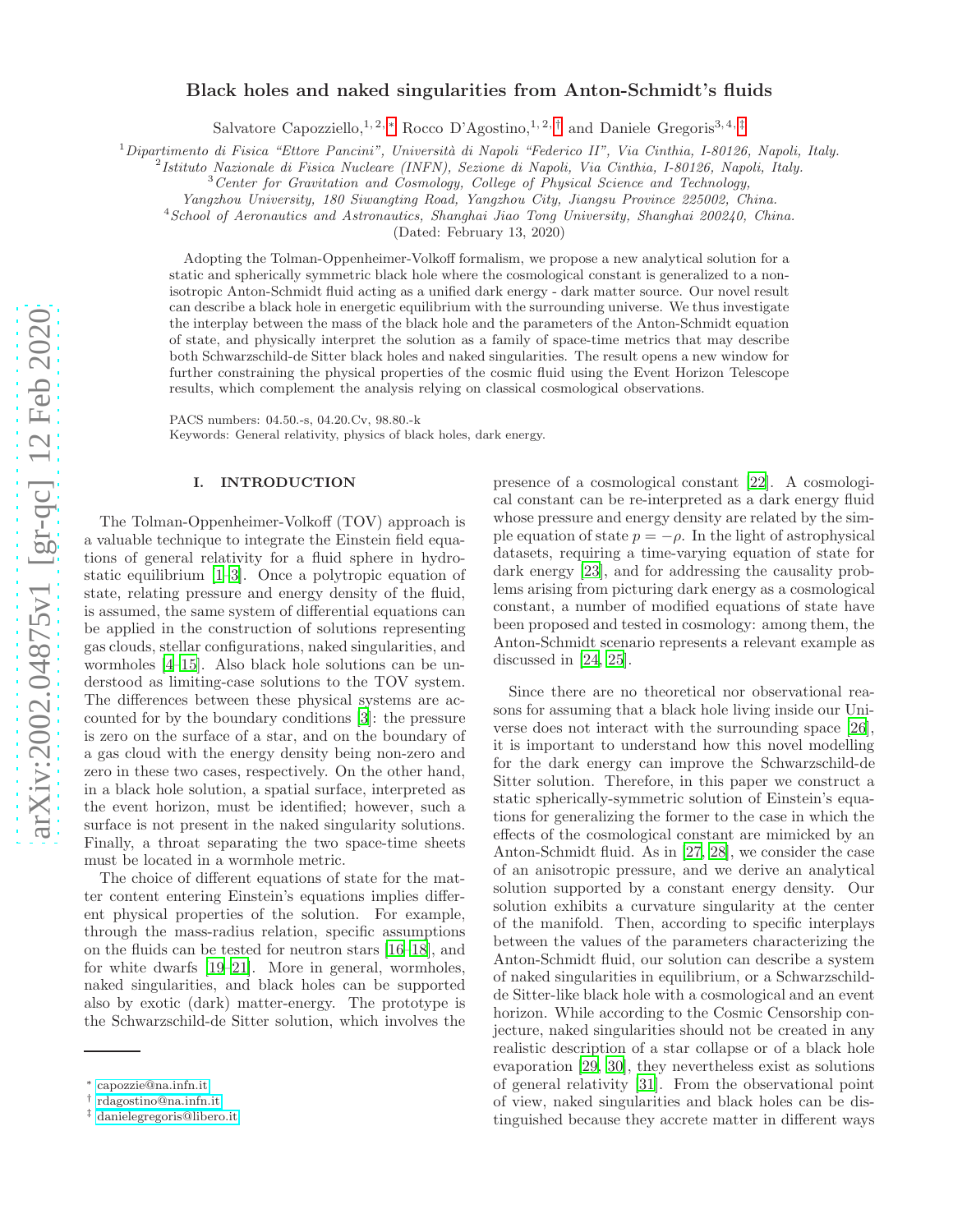# Black holes and naked singularities from Anton-Schmidt's fluids

Salvatore Capozziello,[1,2,*] Rocco D'Agostino,[1,2,†] and Daniele Gregoris[3,4,‡]

[1] *Dipartimento di Fisica "Ettore Pancini", Università di Napoli "Federico II", Via Cinthia, I-80126, Napoli, Italy.*
[2] *Istituto Nazionale di Fisica Nucleare (INFN), Sezione di Napoli, Via Cinthia, I-80126, Napoli, Italy.*
[3] *Center for Gravitation and Cosmology, College of Physical Science and Technology, Yangzhou University, 180 Siwangting Road, Yangzhou City, Jiangsu Province 225002, China.*
[4] *School of Aeronautics and Astronautics, Shanghai Jiao Tong University, Shanghai 200240, China.*

(Dated: February 13, 2020)

Adopting the Tolman-Oppenheimer-Volkoff formalism, we propose a new analytical solution for a static and spherically symmetric black hole where the cosmological constant is generalized to a non-isotropic Anton-Schmidt fluid acting as a unified dark energy - dark matter source. Our novel result can describe a black hole in energetic equilibrium with the surrounding universe. We thus investigate the interplay between the mass of the black hole and the parameters of the Anton-Schmidt equation of state, and physically interpret the solution as a family of space-time metrics that may describe both Schwarzschild-de Sitter black holes and naked singularities. The result opens a new window for further constraining the physical properties of the cosmic fluid using the Event Horizon Telescope results, which complement the analysis relying on classical cosmological observations.

PACS numbers: 04.50.-s, 04.20.Cv, 98.80.-k
Keywords: General relativity, physics of black holes, dark energy.

## I. INTRODUCTION

The Tolman-Oppenheimer-Volkoff (TOV) approach is a valuable technique to integrate the Einstein field equations of general relativity for a fluid sphere in hydrostatic equilibrium [1–3]. Once a polytropic equation of state, relating pressure and energy density of the fluid, is assumed, the same system of differential equations can be applied in the construction of solutions representing gas clouds, stellar configurations, naked singularities, and wormholes [4–15]. Also black hole solutions can be understood as limiting-case solutions to the TOV system. The differences between these physical systems are accounted for by the boundary conditions [3]: the pressure is zero on the surface of a star, and on the boundary of a gas cloud with the energy density being non-zero and zero in these two cases, respectively. On the other hand, in a black hole solution, a spatial surface, interpreted as the event horizon, must be identified; however, such a surface is not present in the naked singularity solutions. Finally, a throat separating the two space-time sheets must be located in a wormhole metric.

The choice of different equations of state for the matter content entering Einstein's equations implies different physical properties of the solution. For example, through the mass-radius relation, specific assumptions on the fluids can be tested for neutron stars [16–18], and for white dwarfs [19–21]. More in general, wormholes, naked singularities, and black holes can be supported also by exotic (dark) matter-energy. The prototype is the Schwarzschild-de Sitter solution, which involves the presence of a cosmological constant [22]. A cosmological constant can be re-interpreted as a dark energy fluid whose pressure and energy density are related by the simple equation of state $p = -\rho$. In the light of astrophysical datasets, requiring a time-varying equation of state for dark energy [23], and for addressing the causality problems arising from picturing dark energy as a cosmological constant, a number of modified equations of state have been proposed and tested in cosmology: among them, the Anton-Schmidt scenario represents a relevant example as discussed in [24, 25].

Since there are no theoretical nor observational reasons for assuming that a black hole living inside our Universe does not interact with the surrounding space [26], it is important to understand how this novel modelling for the dark energy can improve the Schwarzschild-de Sitter solution. Therefore, in this paper we construct a static spherically-symmetric solution of Einstein's equations for generalizing the former to the case in which the effects of the cosmological constant are mimicked by an Anton-Schmidt fluid. As in [27, 28], we consider the case of an anisotropic pressure, and we derive an analytical solution supported by a constant energy density. Our solution exhibits a curvature singularity at the center of the manifold. Then, according to specific interplays between the values of the parameters characterizing the Anton-Schmidt fluid, our solution can describe a system of naked singularities in equilibrium, or a Schwarzschild-de Sitter-like black hole with a cosmological and an event horizon. While according to the Cosmic Censorship conjecture, naked singularities should not be created in any realistic description of a star collapse or of a black hole evaporation [29, 30], they nevertheless exist as solutions of general relativity [31]. From the observational point of view, naked singularities and black holes can be distinguished because they accrete matter in different ways

* capozzie@na.infn.it
† rdagostino@na.infn.it
‡ danielegregoris@libero.it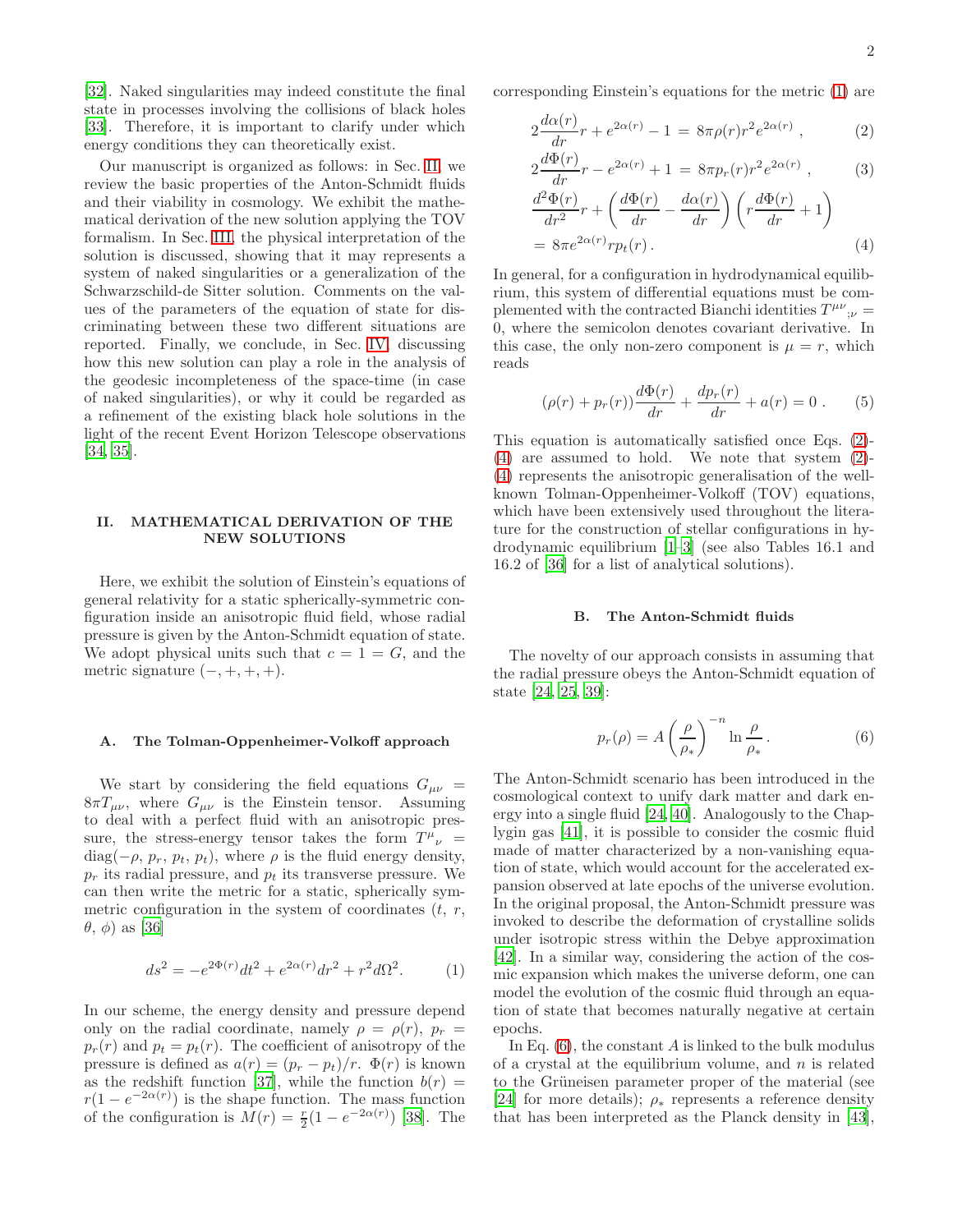[32]. Naked singularities may indeed constitute the final state in processes involving the collisions of black holes [33]. Therefore, it is important to clarify under which energy conditions they can theoretically exist.

Our manuscript is organized as follows: in Sec. II, we review the basic properties of the Anton-Schmidt fluids and their viability in cosmology. We exhibit the mathematical derivation of the new solution applying the TOV formalism. In Sec. III, the physical interpretation of the solution is discussed, showing that it may represents a system of naked singularities or a generalization of the Schwarzschild-de Sitter solution. Comments on the values of the parameters of the equation of state for discriminating between these two different situations are reported. Finally, we conclude, in Sec. IV, discussing how this new solution can play a role in the analysis of the geodesic incompleteness of the space-time (in case of naked singularities), or why it could be regarded as a refinement of the existing black hole solutions in the light of the recent Event Horizon Telescope observations [34, 35].

## II. MATHEMATICAL DERIVATION OF THE NEW SOLUTIONS

Here, we exhibit the solution of Einstein's equations of general relativity for a static spherically-symmetric configuration inside an anisotropic fluid field, whose radial pressure is given by the Anton-Schmidt equation of state. We adopt physical units such that $c = 1 = G$, and the metric signature $(-, +, +, +)$.

### A. The Tolman-Oppenheimer-Volkoff approach

We start by considering the field equations $G_{\mu\nu} = 8\pi T_{\mu\nu}$, where $G_{\mu\nu}$ is the Einstein tensor. Assuming to deal with a perfect fluid with an anisotropic pressure, the stress-energy tensor takes the form $T^{\mu}{}_{\nu} = \mathrm{diag}(-\rho,\, p_r,\, p_t,\, p_t)$, where $\rho$ is the fluid energy density, $p_r$ its radial pressure, and $p_t$ its transverse pressure. We can then write the metric for a static, spherically symmetric configuration in the system of coordinates $(t,\, r,\, \theta,\, \phi)$ as [36]

$$
ds^2 = -e^{2\Phi(r)}dt^2 + e^{2\alpha(r)}dr^2 + r^2 d\Omega^2. \tag{1}
$$

In our scheme, the energy density and pressure depend only on the radial coordinate, namely $\rho = \rho(r)$, $p_r = p_r(r)$ and $p_t = p_t(r)$. The coefficient of anisotropy of the pressure is defined as $a(r) = (p_r - p_t)/r$. $\Phi(r)$ is known as the redshift function [37], while the function $b(r) = r(1 - e^{-2\alpha(r)})$ is the shape function. The mass function of the configuration is $M(r) = \frac{r}{2}(1 - e^{-2\alpha(r)})$ [38]. The corresponding Einstein's equations for the metric (1) are

$$
2\frac{d\alpha(r)}{dr}r + e^{2\alpha(r)} - 1 = 8\pi\rho(r)r^2 e^{2\alpha(r)} , \tag{2}
$$

$$
2\frac{d\Phi(r)}{dr}r - e^{2\alpha(r)} + 1 = 8\pi p_r(r) r^2 e^{2\alpha(r)} , \tag{3}
$$

$$
\frac{d^2\Phi(r)}{dr^2}r + \left(\frac{d\Phi(r)}{dr} - \frac{d\alpha(r)}{dr}\right)\left(r\frac{d\Phi(r)}{dr} + 1\right) = 8\pi e^{2\alpha(r)} r p_t(r) . \tag{4}
$$

In general, for a configuration in hydrodynamical equilibrium, this system of differential equations must be complemented with the contracted Bianchi identities $T^{\mu\nu}{}_{;\nu} = 0$, where the semicolon denotes covariant derivative. In this case, the only non-zero component is $\mu = r$, which reads

$$
(\rho(r) + p_r(r))\frac{d\Phi(r)}{dr} + \frac{dp_r(r)}{dr} + a(r) = 0 . \tag{5}
$$

This equation is automatically satisfied once Eqs. (2)-(4) are assumed to hold. We note that system (2)-(4) represents the anisotropic generalisation of the well-known Tolman-Oppenheimer-Volkoff (TOV) equations, which have been extensively used throughout the literature for the construction of stellar configurations in hydrodynamic equilibrium [1–3] (see also Tables 16.1 and 16.2 of [36] for a list of analytical solutions).

### B. The Anton-Schmidt fluids

The novelty of our approach consists in assuming that the radial pressure obeys the Anton-Schmidt equation of state [24, 25, 39]:

$$
p_r(\rho) = A\left(\frac{\rho}{\rho_*}\right)^{-n} \ln\frac{\rho}{\rho_*} . \tag{6}
$$

The Anton-Schmidt scenario has been introduced in the cosmological context to unify dark matter and dark energy into a single fluid [24, 40]. Analogously to the Chaplygin gas [41], it is possible to consider the cosmic fluid made of matter characterized by a non-vanishing equation of state, which would account for the accelerated expansion observed at late epochs of the universe evolution. In the original proposal, the Anton-Schmidt pressure was invoked to describe the deformation of crystalline solids under isotropic stress within the Debye approximation [42]. In a similar way, considering the action of the cosmic expansion which makes the universe deform, one can model the evolution of the cosmic fluid through an equation of state that becomes naturally negative at certain epochs.

In Eq. (6), the constant $A$ is linked to the bulk modulus of a crystal at the equilibrium volume, and $n$ is related to the Grüneisen parameter proper of the material (see [24] for more details); $\rho_*$ represents a reference density that has been interpreted as the Planck density in [43],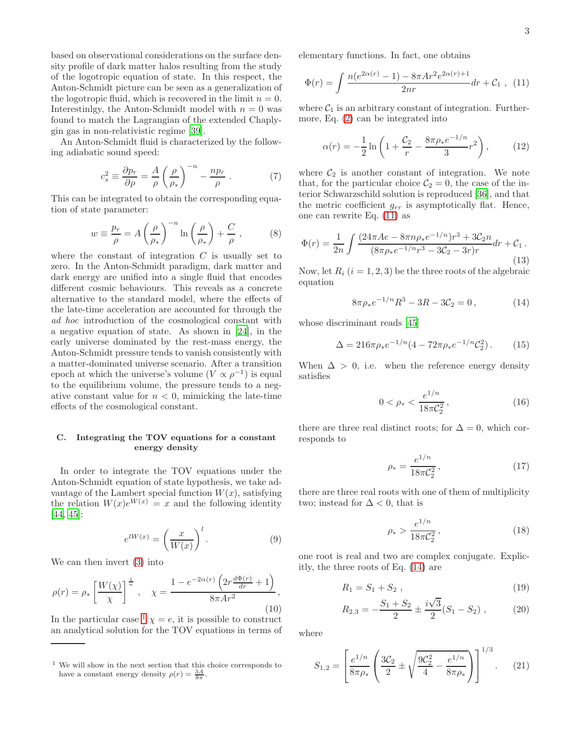based on observational considerations on the surface density profile of dark matter halos resulting from the study of the logotropic equation of state. In this respect, the Anton-Schmidt picture can be seen as a generalization of the logotropic fluid, which is recovered in the limit $n = 0$. Interestinlgy, the Anton-Schmidt model with $n = 0$ was found to match the Lagrangian of the extended Chaplygin gas in non-relativistic regime [39].

An Anton-Schmidt fluid is characterized by the following adiabatic sound speed:

$$c_s^2 \equiv \frac{\partial p_r}{\partial \rho} = \frac{A}{\rho}\left(\frac{\rho}{\rho_*}\right)^{-n} - \frac{n p_r}{\rho} \,. \tag{7}$$

This can be integrated to obtain the corresponding equation of state parameter:

$$w \equiv \frac{p_r}{\rho} = A\left(\frac{\rho}{\rho_*}\right)^{-n} \ln\left(\frac{\rho}{\rho_*}\right) + \frac{C}{\rho} \,, \tag{8}$$

where the constant of integration $C$ is usually set to zero. In the Anton-Schmidt paradigm, dark matter and dark energy are unified into a single fluid that encodes different cosmic behaviours. This reveals as a concrete alternative to the standard model, where the effects of the late-time acceleration are accounted for through the *ad hoc* introduction of the cosmological constant with a negative equation of state. As shown in [24], in the early universe dominated by the rest-mass energy, the Anton-Schmidt pressure tends to vanish consistently with a matter-dominated universe scenario. After a transition epoch at which the universe's volume ($V \propto \rho^{-1}$) is equal to the equilibrium volume, the pressure tends to a negative constant value for $n < 0$, mimicking the late-time effects of the cosmological constant.

### C. Integrating the TOV equations for a constant energy density

In order to integrate the TOV equations under the Anton-Schmidt equation of state hypothesis, we take advantage of the Lambert special function $W(x)$, satisfying the relation $W(x)e^{W(x)} = x$ and the following identity [44, 45]:

$$e^{lW(x)} = \left(\frac{x}{W(x)}\right)^l \,. \tag{9}$$

We can then invert (3) into

$$\rho(r) = \rho_*\left[\frac{W(\chi)}{\chi}\right]^{\frac{1}{n}} \,, \quad \chi = \frac{1 - e^{-2\alpha(r)}\left(2r\frac{d\Phi(r)}{dr} + 1\right)}{8\pi A r^2} \,, \tag{10}$$

In the particular case [1] $\chi = e$, it is possible to construct an analytical solution for the TOV equations in terms of elementary functions. In fact, one obtains

$$\Phi(r) = \int \frac{n(e^{2\alpha(r)} - 1) - 8\pi A r^2 e^{2\alpha(r)+1}}{2nr} dr + \mathcal{C}_1 \,, \tag{11}$$

where $\mathcal{C}_1$ is an arbitrary constant of integration. Furthermore, Eq. (2) can be integrated into

$$\alpha(r) = -\frac{1}{2}\ln\left(1 + \frac{\mathcal{C}_2}{r} - \frac{8\pi\rho_* e^{-1/n}}{3}r^2\right) , \tag{12}$$

where $\mathcal{C}_2$ is another constant of integration. We note that, for the particular choice $\mathcal{C}_2 = 0$, the case of the interior Schwarzschild solution is reproduced [36], and that the metric coefficient $g_{rr}$ is asymptotically flat. Hence, one can rewrite Eq. (11) as

$$\Phi(r) = \frac{1}{2n}\int \frac{(24\pi A e - 8\pi n\rho_* e^{-1/n})r^3 + 3\mathcal{C}_2 n}{(8\pi\rho_* e^{-1/n} r^3 - 3\mathcal{C}_2 - 3r)r} dr + \mathcal{C}_1 \,. \tag{13}$$

Now, let $R_i$ ($i = 1, 2, 3$) be the three roots of the algebraic equation

$$8\pi\rho_* e^{-1/n} R^3 - 3R - 3\mathcal{C}_2 = 0 \,, \tag{14}$$

whose discriminant reads [45]

$$\Delta = 216\pi\rho_* e^{-1/n}(4 - 72\pi\rho_* e^{-1/n}\mathcal{C}_2^2) \,. \tag{15}$$

When $\Delta > 0$, i.e. when the reference energy density satisfies

$$0 < \rho_* < \frac{e^{1/n}}{18\pi\mathcal{C}_2^2} \,, \tag{16}$$

there are three real distinct roots; for $\Delta = 0$, which corresponds to

$$\rho_* = \frac{e^{1/n}}{18\pi\mathcal{C}_2^2} \,, \tag{17}$$

there are three real roots with one of them of multiplicity two; instead for $\Delta < 0$, that is

$$\rho_* > \frac{e^{1/n}}{18\pi\mathcal{C}_2^2} \,, \tag{18}$$

one root is real and two are complex conjugate. Explicitly, the three roots of Eq. (14) are

$$R_1 = S_1 + S_2 \,, \tag{19}$$

$$R_{2,3} = -\frac{S_1 + S_2}{2} \pm \frac{i\sqrt{3}}{2}(S_1 - S_2) \,, \tag{20}$$

where

$$S_{1,2} = \left[\frac{e^{1/n}}{8\pi\rho_*}\left(\frac{3\mathcal{C}_2}{2} \pm \sqrt{\frac{9\mathcal{C}_2^2}{4} - \frac{e^{1/n}}{8\pi\rho_*}}\right)\right]^{1/3} . \tag{21}$$

---

[1] We will show in the next section that this choice corresponds to have a constant energy density $\rho(r) = \frac{3A}{8\pi}$.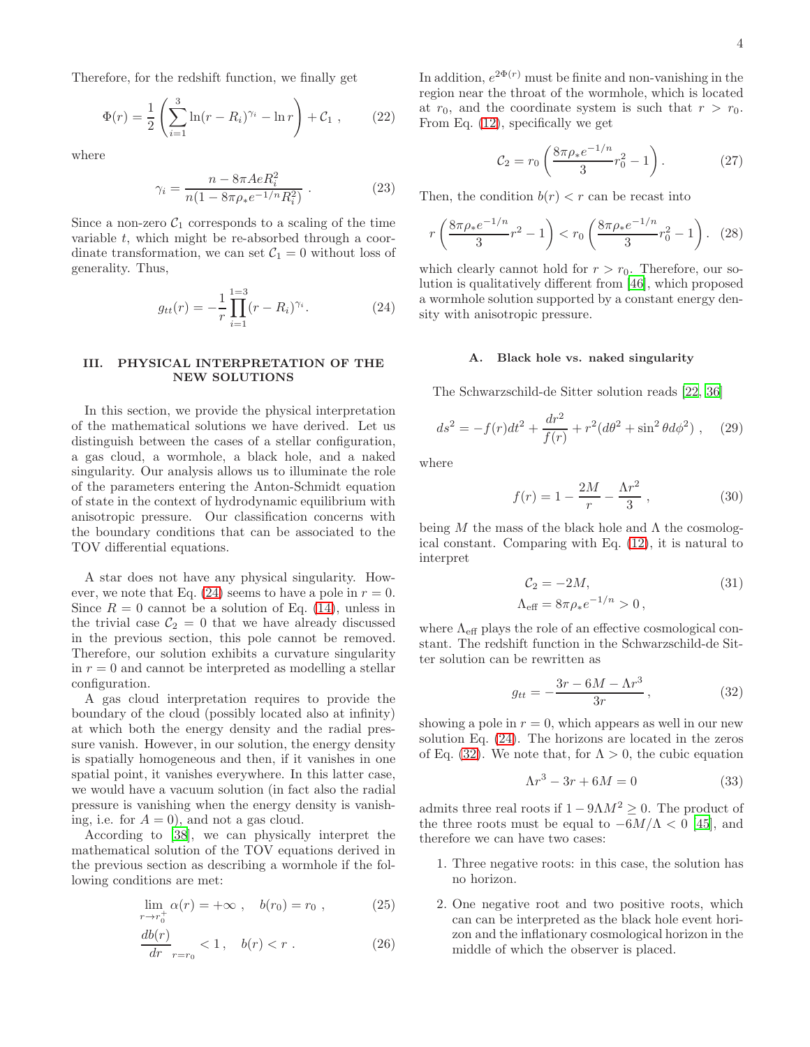Therefore, for the redshift function, we finally get

$$\Phi(r) = \frac{1}{2}\left(\sum_{i=1}^{3} \ln(r - R_i)^{\gamma_i} - \ln r\right) + \mathcal{C}_1 \ , \tag{22}$$

where

$$\gamma_i = \frac{n - 8\pi A e R_i^2}{n(1 - 8\pi\rho_* e^{-1/n} R_i^2)} \ . \tag{23}$$

Since a non-zero $\mathcal{C}_1$ corresponds to a scaling of the time variable $t$, which might be re-absorbed through a coordinate transformation, we can set $\mathcal{C}_1 = 0$ without loss of generality. Thus,

$$g_{tt}(r) = -\frac{1}{r}\prod_{i=1}^{1=3}(r - R_i)^{\gamma_i}. \tag{24}$$

## III. PHYSICAL INTERPRETATION OF THE NEW SOLUTIONS

In this section, we provide the physical interpretation of the mathematical solutions we have derived. Let us distinguish between the cases of a stellar configuration, a gas cloud, a wormhole, a black hole, and a naked singularity. Our analysis allows us to illuminate the role of the parameters entering the Anton-Schmidt equation of state in the context of hydrodynamic equilibrium with anisotropic pressure. Our classification concerns with the boundary conditions that can be associated to the TOV differential equations.

A star does not have any physical singularity. However, we note that Eq. (24) seems to have a pole in $r = 0$. Since $R = 0$ cannot be a solution of Eq. (14), unless in the trivial case $\mathcal{C}_2 = 0$ that we have already discussed in the previous section, this pole cannot be removed. Therefore, our solution exhibits a curvature singularity in $r = 0$ and cannot be interpreted as modelling a stellar configuration.

A gas cloud interpretation requires to provide the boundary of the cloud (possibly located also at infinity) at which both the energy density and the radial pressure vanish. However, in our solution, the energy density is spatially homogeneous and then, if it vanishes in one spatial point, it vanishes everywhere. In this latter case, we would have a vacuum solution (in fact also the radial pressure is vanishing when the energy density is vanishing, i.e. for $A = 0$), and not a gas cloud.

According to [38], we can physically interpret the mathematical solution of the TOV equations derived in the previous section as describing a wormhole if the following conditions are met:

$$\lim_{r\to r_0^+} \alpha(r) = +\infty \ , \quad b(r_0) = r_0 \ , \tag{25}$$

$$\left.\frac{db(r)}{dr}\right|_{r=r_0} < 1 \ , \quad b(r) < r \ . \tag{26}$$

In addition, $e^{2\Phi(r)}$ must be finite and non-vanishing in the region near the throat of the wormhole, which is located at $r_0$, and the coordinate system is such that $r > r_0$. From Eq. (12), specifically we get

$$\mathcal{C}_2 = r_0\left(\frac{8\pi\rho_* e^{-1/n}}{3} r_0^2 - 1\right). \tag{27}$$

Then, the condition $b(r) < r$ can be recast into

$$r\left(\frac{8\pi\rho_* e^{-1/n}}{3} r^2 - 1\right) < r_0\left(\frac{8\pi\rho_* e^{-1/n}}{3} r_0^2 - 1\right). \tag{28}$$

which clearly cannot hold for $r > r_0$. Therefore, our solution is qualitatively different from [46], which proposed a wormhole solution supported by a constant energy density with anisotropic pressure.

### A. Black hole vs. naked singularity

The Schwarzschild-de Sitter solution reads [22, 36]

$$ds^2 = -f(r)dt^2 + \frac{dr^2}{f(r)} + r^2(d\theta^2 + \sin^2\theta d\phi^2) \ , \tag{29}$$

where

$$f(r) = 1 - \frac{2M}{r} - \frac{\Lambda r^2}{3} \ , \tag{30}$$

being $M$ the mass of the black hole and $\Lambda$ the cosmological constant. Comparing with Eq. (12), it is natural to interpret

$$\begin{aligned} \mathcal{C}_2 &= -2M, \\ \Lambda_{\text{eff}} &= 8\pi\rho_* e^{-1/n} > 0 \ , \end{aligned} \tag{31}$$

where $\Lambda_{\text{eff}}$ plays the role of an effective cosmological constant. The redshift function in the Schwarzschild-de Sitter solution can be rewritten as

$$g_{tt} = -\frac{3r - 6M - \Lambda r^3}{3r} \ , \tag{32}$$

showing a pole in $r = 0$, which appears as well in our new solution Eq. (24). The horizons are located in the zeros of Eq. (32). We note that, for $\Lambda > 0$, the cubic equation

$$\Lambda r^3 - 3r + 6M = 0 \tag{33}$$

admits three real roots if $1 - 9\Lambda M^2 \geq 0$. The product of the three roots must be equal to $-6M/\Lambda < 0$ [45], and therefore we can have two cases:

1. Three negative roots: in this case, the solution has no horizon.
2. One negative root and two positive roots, which can can be interpreted as the black hole event horizon and the inflationary cosmological horizon in the middle of which the observer is placed.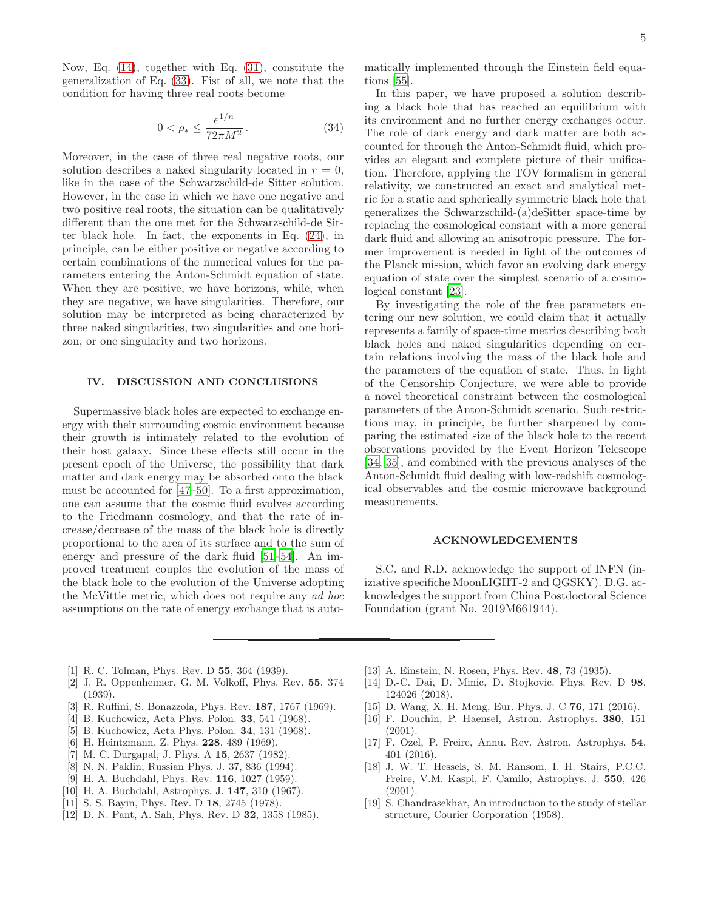Now, Eq. (14), together with Eq. (31), constitute the generalization of Eq. (33). Fist of all, we note that the condition for having three real roots become

$$0 < \rho_* \leq \frac{e^{1/n}}{72\pi M^2}\,. \tag{34}$$

Moreover, in the case of three real negative roots, our solution describes a naked singularity located in $r=0$, like in the case of the Schwarzschild-de Sitter solution. However, in the case in which we have one negative and two positive real roots, the situation can be qualitatively different than the one met for the Schwarzschild-de Sitter black hole. In fact, the exponents in Eq. (24), in principle, can be either positive or negative according to certain combinations of the numerical values for the parameters entering the Anton-Schmidt equation of state. When they are positive, we have horizons, while, when they are negative, we have singularities. Therefore, our solution may be interpreted as being characterized by three naked singularities, two singularities and one horizon, or one singularity and two horizons.

## IV. DISCUSSION AND CONCLUSIONS

Supermassive black holes are expected to exchange energy with their surrounding cosmic environment because their growth is intimately related to the evolution of their host galaxy. Since these effects still occur in the present epoch of the Universe, the possibility that dark matter and dark energy may be absorbed onto the black must be accounted for [47–50]. To a first approximation, one can assume that the cosmic fluid evolves according to the Friedmann cosmology, and that the rate of increase/decrease of the mass of the black hole is directly proportional to the area of its surface and to the sum of energy and pressure of the dark fluid [51–54]. An improved treatment couples the evolution of the mass of the black hole to the evolution of the Universe adopting the McVittie metric, which does not require any *ad hoc* assumptions on the rate of energy exchange that is automatically implemented through the Einstein field equations [55].

In this paper, we have proposed a solution describing a black hole that has reached an equilibrium with its environment and no further energy exchanges occur. The role of dark energy and dark matter are both accounted for through the Anton-Schmidt fluid, which provides an elegant and complete picture of their unification. Therefore, applying the TOV formalism in general relativity, we constructed an exact and analytical metric for a static and spherically symmetric black hole that generalizes the Schwarzschild-(a)deSitter space-time by replacing the cosmological constant with a more general dark fluid and allowing an anisotropic pressure. The former improvement is needed in light of the outcomes of the Planck mission, which favor an evolving dark energy equation of state over the simplest scenario of a cosmological constant [23].

By investigating the role of the free parameters entering our new solution, we could claim that it actually represents a family of space-time metrics describing both black holes and naked singularities depending on certain relations involving the mass of the black hole and the parameters of the equation of state. Thus, in light of the Censorship Conjecture, we were able to provide a novel theoretical constraint between the cosmological parameters of the Anton-Schmidt scenario. Such restrictions may, in principle, be further sharpened by comparing the estimated size of the black hole to the recent observations provided by the Event Horizon Telescope [34, 35], and combined with the previous analyses of the Anton-Schmidt fluid dealing with low-redshift cosmological observables and the cosmic microwave background measurements.

## ACKNOWLEDGEMENTS

S.C. and R.D. acknowledge the support of INFN (iniziative specifiche MoonLIGHT-2 and QGSKY). D.G. acknowledges the support from China Postdoctoral Science Foundation (grant No. 2019M661944).

---

[1] R. C. Tolman, Phys. Rev. D **55**, 364 (1939).
[2] J. R. Oppenheimer, G. M. Volkoff, Phys. Rev. **55**, 374 (1939).
[3] R. Ruffini, S. Bonazzola, Phys. Rev. **187**, 1767 (1969).
[4] B. Kuchowicz, Acta Phys. Polon. **33**, 541 (1968).
[5] B. Kuchowicz, Acta Phys. Polon. **34**, 131 (1968).
[6] H. Heintzmann, Z. Phys. **228**, 489 (1969).
[7] M. C. Durgapal, J. Phys. A **15**, 2637 (1982).
[8] N. N. Paklin, Russian Phys. J. 37, 836 (1994).
[9] H. A. Buchdahl, Phys. Rev. **116**, 1027 (1959).
[10] H. A. Buchdahl, Astrophys. J. **147**, 310 (1967).
[11] S. S. Bayin, Phys. Rev. D **18**, 2745 (1978).
[12] D. N. Pant, A. Sah, Phys. Rev. D **32**, 1358 (1985).
[13] A. Einstein, N. Rosen, Phys. Rev. **48**, 73 (1935).
[14] D.-C. Dai, D. Minic, D. Stojkovic. Phys. Rev. D **98**, 124026 (2018).
[15] D. Wang, X. H. Meng, Eur. Phys. J. C **76**, 171 (2016).
[16] F. Douchin, P. Haensel, Astron. Astrophys. **380**, 151 (2001).
[17] F. Ozel, P. Freire, Annu. Rev. Astron. Astrophys. **54**, 401 (2016).
[18] J. W. T. Hessels, S. M. Ransom, I. H. Stairs, P.C.C. Freire, V.M. Kaspi, F. Camilo, Astrophys. J. **550**, 426 (2001).
[19] S. Chandrasekhar, An introduction to the study of stellar structure, Courier Corporation (1958).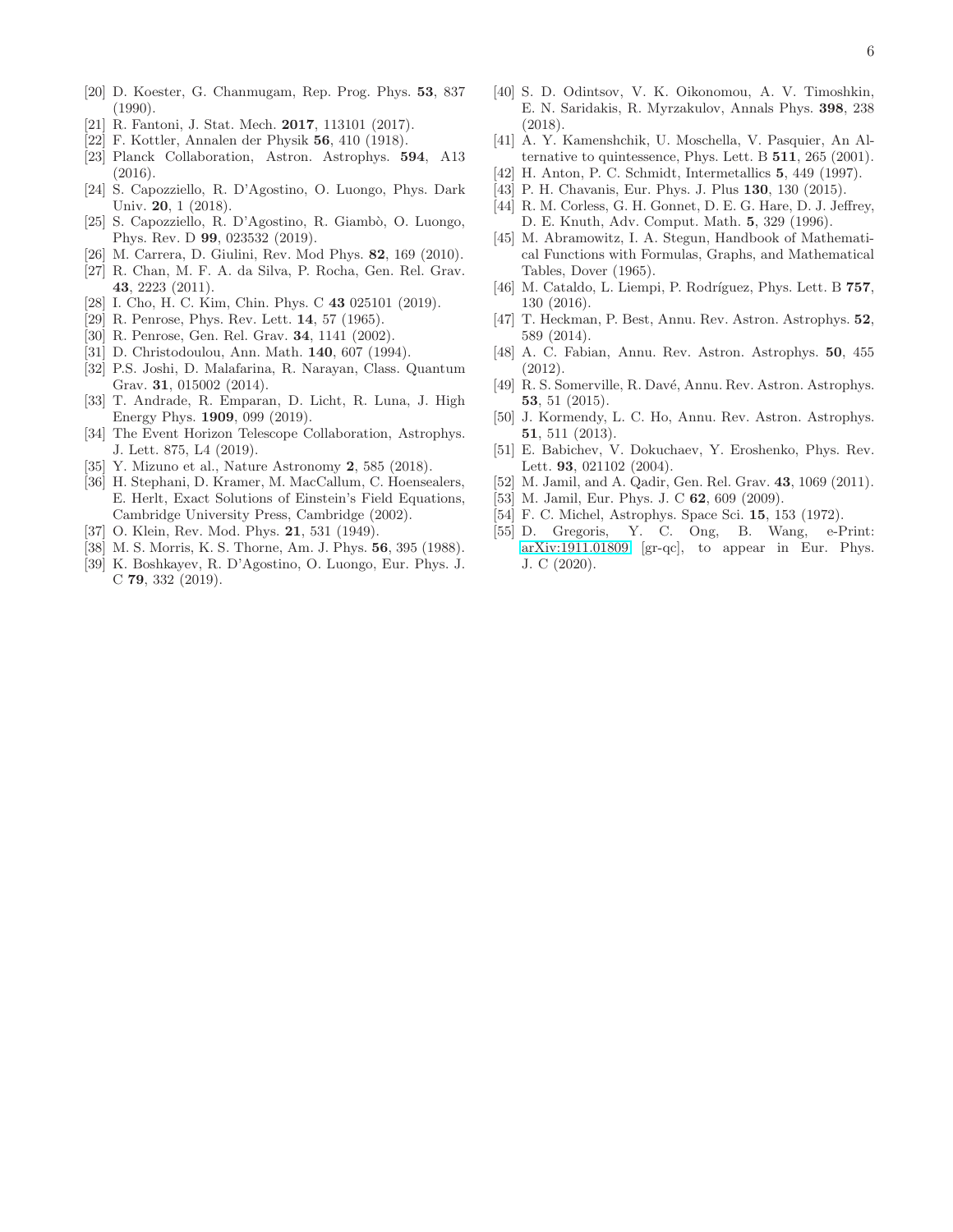[20] D. Koester, G. Chanmugam, Rep. Prog. Phys. **53**, 837 (1990).

[21] R. Fantoni, J. Stat. Mech. **2017**, 113101 (2017).

[22] F. Kottler, Annalen der Physik **56**, 410 (1918).

[23] Planck Collaboration, Astron. Astrophys. **594**, A13 (2016).

[24] S. Capozziello, R. D'Agostino, O. Luongo, Phys. Dark Univ. **20**, 1 (2018).

[25] S. Capozziello, R. D'Agostino, R. Giambò, O. Luongo, Phys. Rev. D **99**, 023532 (2019).

[26] M. Carrera, D. Giulini, Rev. Mod Phys. **82**, 169 (2010).

[27] R. Chan, M. F. A. da Silva, P. Rocha, Gen. Rel. Grav. **43**, 2223 (2011).

[28] I. Cho, H. C. Kim, Chin. Phys. C **43** 025101 (2019).

[29] R. Penrose, Phys. Rev. Lett. **14**, 57 (1965).

[30] R. Penrose, Gen. Rel. Grav. **34**, 1141 (2002).

[31] D. Christodoulou, Ann. Math. **140**, 607 (1994).

[32] P.S. Joshi, D. Malafarina, R. Narayan, Class. Quantum Grav. **31**, 015002 (2014).

[33] T. Andrade, R. Emparan, D. Licht, R. Luna, J. High Energy Phys. **1909**, 099 (2019).

[34] The Event Horizon Telescope Collaboration, Astrophys. J. Lett. 875, L4 (2019).

[35] Y. Mizuno et al., Nature Astronomy **2**, 585 (2018).

[36] H. Stephani, D. Kramer, M. MacCallum, C. Hoensealers, E. Herlt, Exact Solutions of Einstein's Field Equations, Cambridge University Press, Cambridge (2002).

[37] O. Klein, Rev. Mod. Phys. **21**, 531 (1949).

[38] M. S. Morris, K. S. Thorne, Am. J. Phys. **56**, 395 (1988).

[39] K. Boshkayev, R. D'Agostino, O. Luongo, Eur. Phys. J. C **79**, 332 (2019).

[40] S. D. Odintsov, V. K. Oikonomou, A. V. Timoshkin, E. N. Saridakis, R. Myrzakulov, Annals Phys. **398**, 238 (2018).

[41] A. Y. Kamenshchik, U. Moschella, V. Pasquier, An Alternative to quintessence, Phys. Lett. B **511**, 265 (2001).

[42] H. Anton, P. C. Schmidt, Intermetallics **5**, 449 (1997).

[43] P. H. Chavanis, Eur. Phys. J. Plus **130**, 130 (2015).

[44] R. M. Corless, G. H. Gonnet, D. E. G. Hare, D. J. Jeffrey, D. E. Knuth, Adv. Comput. Math. **5**, 329 (1996).

[45] M. Abramowitz, I. A. Stegun, Handbook of Mathematical Functions with Formulas, Graphs, and Mathematical Tables, Dover (1965).

[46] M. Cataldo, L. Liempi, P. Rodríguez, Phys. Lett. B **757**, 130 (2016).

[47] T. Heckman, P. Best, Annu. Rev. Astron. Astrophys. **52**, 589 (2014).

[48] A. C. Fabian, Annu. Rev. Astron. Astrophys. **50**, 455 (2012).

[49] R. S. Somerville, R. Davé, Annu. Rev. Astron. Astrophys. **53**, 51 (2015).

[50] J. Kormendy, L. C. Ho, Annu. Rev. Astron. Astrophys. **51**, 511 (2013).

[51] E. Babichev, V. Dokuchaev, Y. Eroshenko, Phys. Rev. Lett. **93**, 021102 (2004).

[52] M. Jamil, and A. Qadir, Gen. Rel. Grav. **43**, 1069 (2011).

[53] M. Jamil, Eur. Phys. J. C **62**, 609 (2009).

[54] F. C. Michel, Astrophys. Space Sci. **15**, 153 (1972).

[55] D. Gregoris, Y. C. Ong, B. Wang, e-Print: arXiv:1911.01809 [gr-qc], to appear in Eur. Phys. J. C (2020).